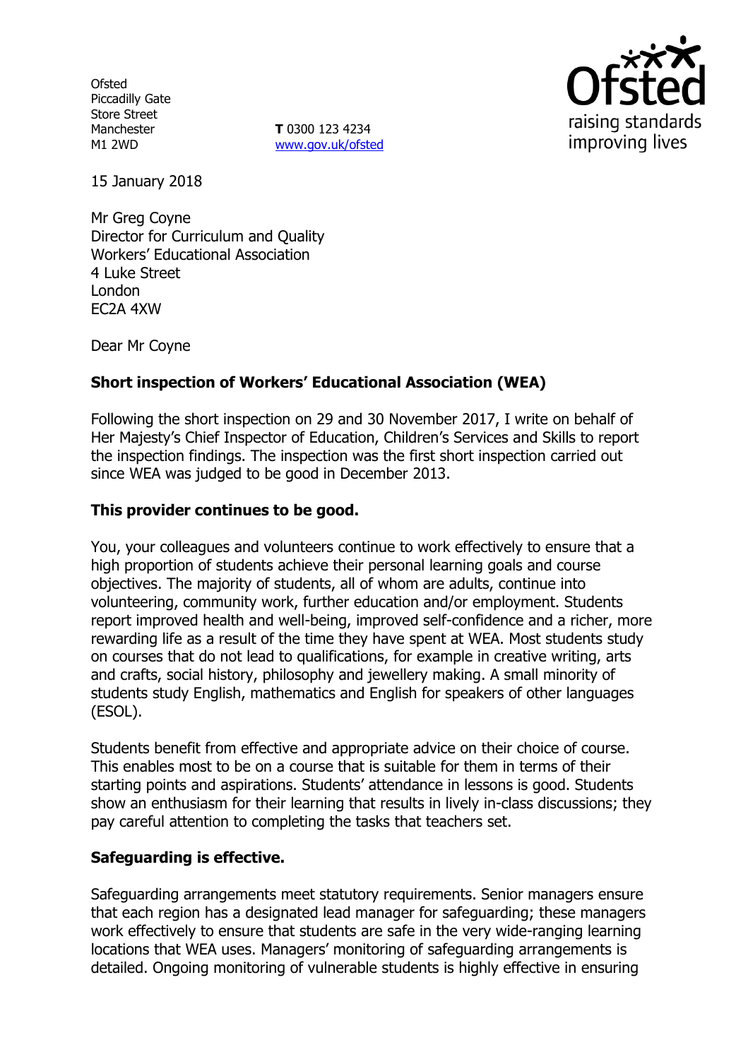Ofsted
Piccadilly Gate
Store Street
Manchester
M1 2WD

**T** 0300 123 4234
www.gov.uk/ofsted

15 January 2018

Mr Greg Coyne
Director for Curriculum and Quality
Workers' Educational Association
4 Luke Street
London
EC2A 4XW

Dear Mr Coyne

**Short inspection of Workers' Educational Association (WEA)**

Following the short inspection on 29 and 30 November 2017, I write on behalf of Her Majesty's Chief Inspector of Education, Children's Services and Skills to report the inspection findings. The inspection was the first short inspection carried out since WEA was judged to be good in December 2013.

**This provider continues to be good.**

You, your colleagues and volunteers continue to work effectively to ensure that a high proportion of students achieve their personal learning goals and course objectives. The majority of students, all of whom are adults, continue into volunteering, community work, further education and/or employment. Students report improved health and well-being, improved self-confidence and a richer, more rewarding life as a result of the time they have spent at WEA. Most students study on courses that do not lead to qualifications, for example in creative writing, arts and crafts, social history, philosophy and jewellery making. A small minority of students study English, mathematics and English for speakers of other languages (ESOL).

Students benefit from effective and appropriate advice on their choice of course. This enables most to be on a course that is suitable for them in terms of their starting points and aspirations. Students' attendance in lessons is good. Students show an enthusiasm for their learning that results in lively in-class discussions; they pay careful attention to completing the tasks that teachers set.

**Safeguarding is effective.**

Safeguarding arrangements meet statutory requirements. Senior managers ensure that each region has a designated lead manager for safeguarding; these managers work effectively to ensure that students are safe in the very wide-ranging learning locations that WEA uses. Managers' monitoring of safeguarding arrangements is detailed. Ongoing monitoring of vulnerable students is highly effective in ensuring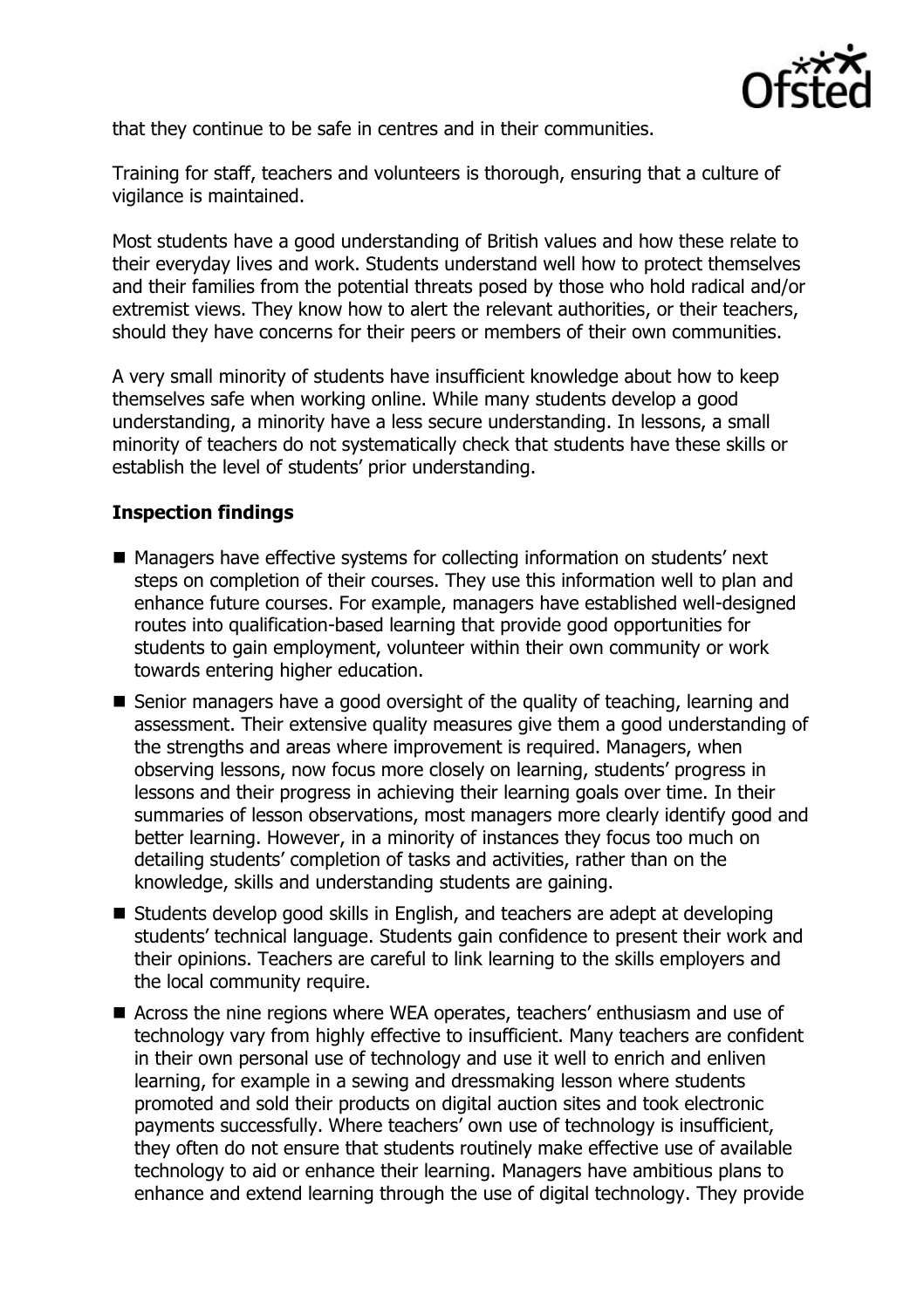that they continue to be safe in centres and in their communities.

Training for staff, teachers and volunteers is thorough, ensuring that a culture of vigilance is maintained.

Most students have a good understanding of British values and how these relate to their everyday lives and work. Students understand well how to protect themselves and their families from the potential threats posed by those who hold radical and/or extremist views. They know how to alert the relevant authorities, or their teachers, should they have concerns for their peers or members of their own communities.

A very small minority of students have insufficient knowledge about how to keep themselves safe when working online. While many students develop a good understanding, a minority have a less secure understanding. In lessons, a small minority of teachers do not systematically check that students have these skills or establish the level of students' prior understanding.

## Inspection findings

- Managers have effective systems for collecting information on students' next steps on completion of their courses. They use this information well to plan and enhance future courses. For example, managers have established well-designed routes into qualification-based learning that provide good opportunities for students to gain employment, volunteer within their own community or work towards entering higher education.
- Senior managers have a good oversight of the quality of teaching, learning and assessment. Their extensive quality measures give them a good understanding of the strengths and areas where improvement is required. Managers, when observing lessons, now focus more closely on learning, students' progress in lessons and their progress in achieving their learning goals over time. In their summaries of lesson observations, most managers more clearly identify good and better learning. However, in a minority of instances they focus too much on detailing students' completion of tasks and activities, rather than on the knowledge, skills and understanding students are gaining.
- Students develop good skills in English, and teachers are adept at developing students' technical language. Students gain confidence to present their work and their opinions. Teachers are careful to link learning to the skills employers and the local community require.
- Across the nine regions where WEA operates, teachers' enthusiasm and use of technology vary from highly effective to insufficient. Many teachers are confident in their own personal use of technology and use it well to enrich and enliven learning, for example in a sewing and dressmaking lesson where students promoted and sold their products on digital auction sites and took electronic payments successfully. Where teachers' own use of technology is insufficient, they often do not ensure that students routinely make effective use of available technology to aid or enhance their learning. Managers have ambitious plans to enhance and extend learning through the use of digital technology. They provide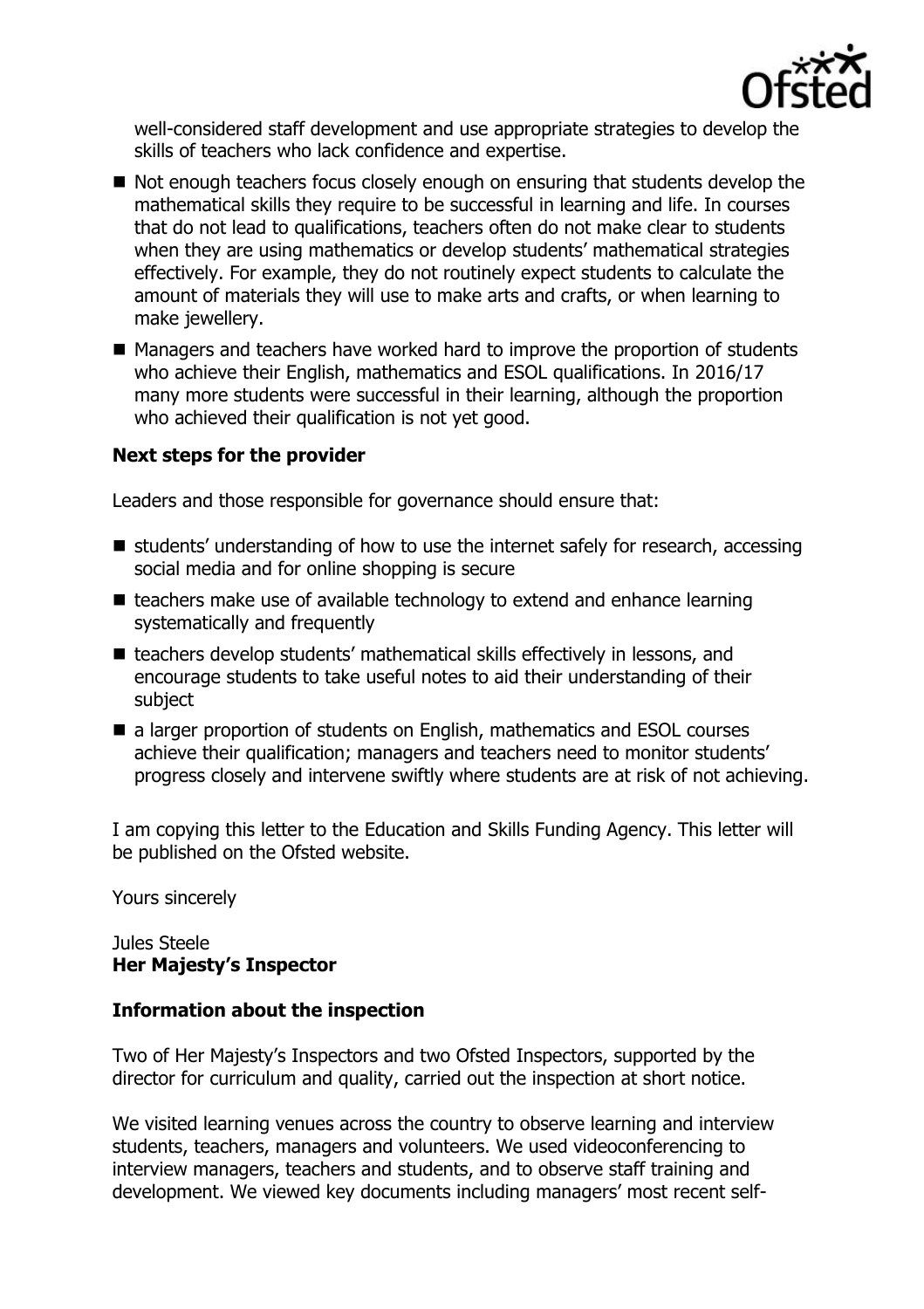well-considered staff development and use appropriate strategies to develop the skills of teachers who lack confidence and expertise.

- Not enough teachers focus closely enough on ensuring that students develop the mathematical skills they require to be successful in learning and life. In courses that do not lead to qualifications, teachers often do not make clear to students when they are using mathematics or develop students' mathematical strategies effectively. For example, they do not routinely expect students to calculate the amount of materials they will use to make arts and crafts, or when learning to make jewellery.
- Managers and teachers have worked hard to improve the proportion of students who achieve their English, mathematics and ESOL qualifications. In 2016/17 many more students were successful in their learning, although the proportion who achieved their qualification is not yet good.

**Next steps for the provider**

Leaders and those responsible for governance should ensure that:

- students' understanding of how to use the internet safely for research, accessing social media and for online shopping is secure
- teachers make use of available technology to extend and enhance learning systematically and frequently
- teachers develop students' mathematical skills effectively in lessons, and encourage students to take useful notes to aid their understanding of their subject
- a larger proportion of students on English, mathematics and ESOL courses achieve their qualification; managers and teachers need to monitor students' progress closely and intervene swiftly where students are at risk of not achieving.

I am copying this letter to the Education and Skills Funding Agency. This letter will be published on the Ofsted website.

Yours sincerely

Jules Steele
**Her Majesty's Inspector**

**Information about the inspection**

Two of Her Majesty's Inspectors and two Ofsted Inspectors, supported by the director for curriculum and quality, carried out the inspection at short notice.

We visited learning venues across the country to observe learning and interview students, teachers, managers and volunteers. We used videoconferencing to interview managers, teachers and students, and to observe staff training and development. We viewed key documents including managers' most recent self-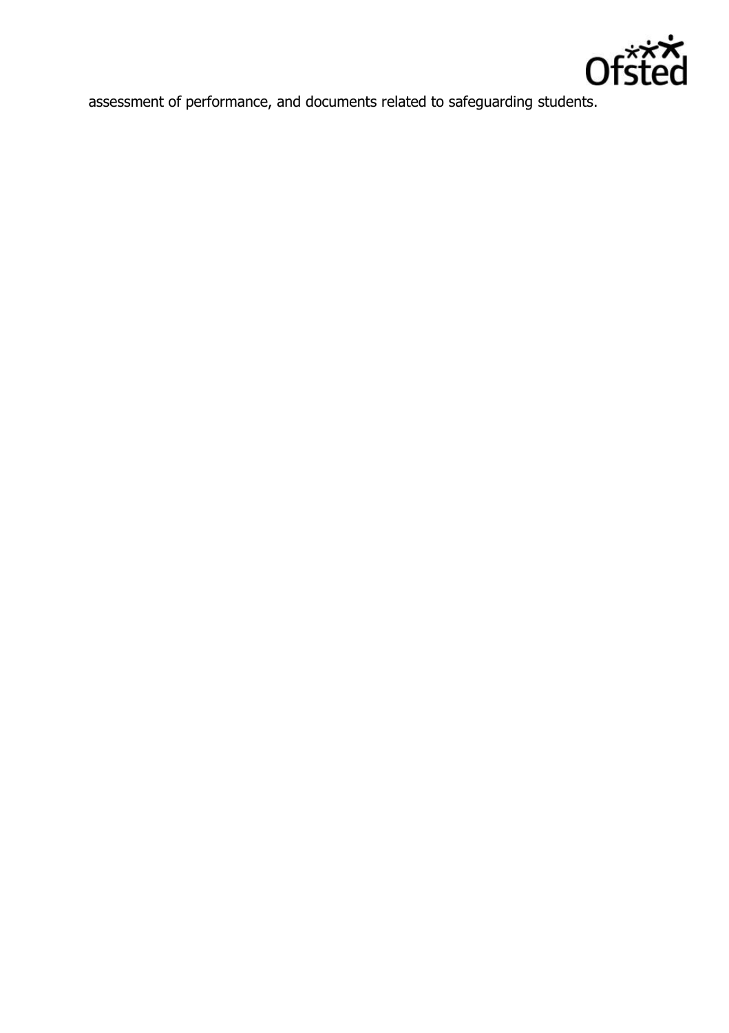assessment of performance, and documents related to safeguarding students.